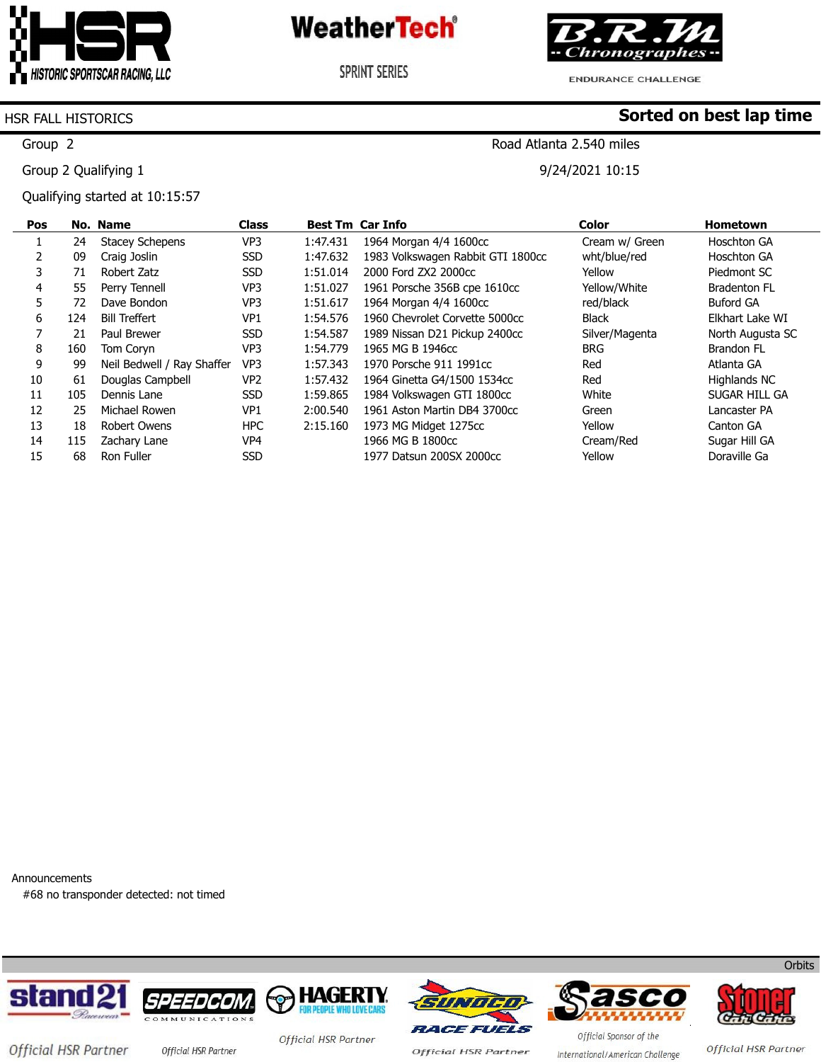HSR HISTORIC SPORTSCAR RACING, LLC

WeatherTech® SPRINT SERIES

B.R.M Chronographes ENDURANCE CHALLENGE

**HSR FALL HISTORICS** **Sorted on best lap time**

Group 2 Road Atlanta 2.540 miles

Group 2 Qualifying 1 9/24/2021 10:15

Qualifying started at 10:15:57

| Pos | No. | Name | Class | Best Tm | Car Info | Color | Hometown |
|---|---|---|---|---|---|---|---|
| 1 | 24 | Stacey Schepens | VP3 | 1:47.431 | 1964 Morgan 4/4 1600cc | Cream w/ Green | Hoschton GA |
| 2 | 09 | Craig Joslin | SSD | 1:47.632 | 1983 Volkswagen Rabbit GTI 1800cc | wht/blue/red | Hoschton GA |
| 3 | 71 | Robert Zatz | SSD | 1:51.014 | 2000 Ford ZX2 2000cc | Yellow | Piedmont SC |
| 4 | 55 | Perry Tennell | VP3 | 1:51.027 | 1961 Porsche 356B cpe 1610cc | Yellow/White | Bradenton FL |
| 5 | 72 | Dave Bondon | VP3 | 1:51.617 | 1964 Morgan 4/4 1600cc | red/black | Buford GA |
| 6 | 124 | Bill Treffert | VP1 | 1:54.576 | 1960 Chevrolet Corvette 5000cc | Black | Elkhart Lake WI |
| 7 | 21 | Paul Brewer | SSD | 1:54.587 | 1989 Nissan D21 Pickup 2400cc | Silver/Magenta | North Augusta SC |
| 8 | 160 | Tom Coryn | VP3 | 1:54.779 | 1965 MG B 1946cc | BRG | Brandon FL |
| 9 | 99 | Neil Bedwell / Ray Shaffer | VP3 | 1:57.343 | 1970 Porsche 911 1991cc | Red | Atlanta GA |
| 10 | 61 | Douglas Campbell | VP2 | 1:57.432 | 1964 Ginetta G4/1500 1534cc | Red | Highlands NC |
| 11 | 105 | Dennis Lane | SSD | 1:59.865 | 1984 Volkswagen GTI 1800cc | White | SUGAR HILL GA |
| 12 | 25 | Michael Rowen | VP1 | 2:00.540 | 1961 Aston Martin DB4 3700cc | Green | Lancaster PA |
| 13 | 18 | Robert Owens | HPC | 2:15.160 | 1973 MG Midget 1275cc | Yellow | Canton GA |
| 14 | 115 | Zachary Lane | VP4 | | 1966 MG B 1800cc | Cream/Red | Sugar Hill GA |
| 15 | 68 | Ron Fuller | SSD | | 1977 Datsun 200SX 2000cc | Yellow | Doraville Ga |

Announcements

#68 no transponder detected: not timed

Orbits

stand21 Racewear — Official HSR Partner
SPEEDCOM COMMUNICATIONS — Official HSR Partner
HAGERTY FOR PEOPLE WHO LOVE CARS — Official HSR Partner
SUNOCO RACE FUELS — Official HSR Partner
Sasco — Official Sponsor of the International/American Challenge
Stoner Car Care — Official HSR Partner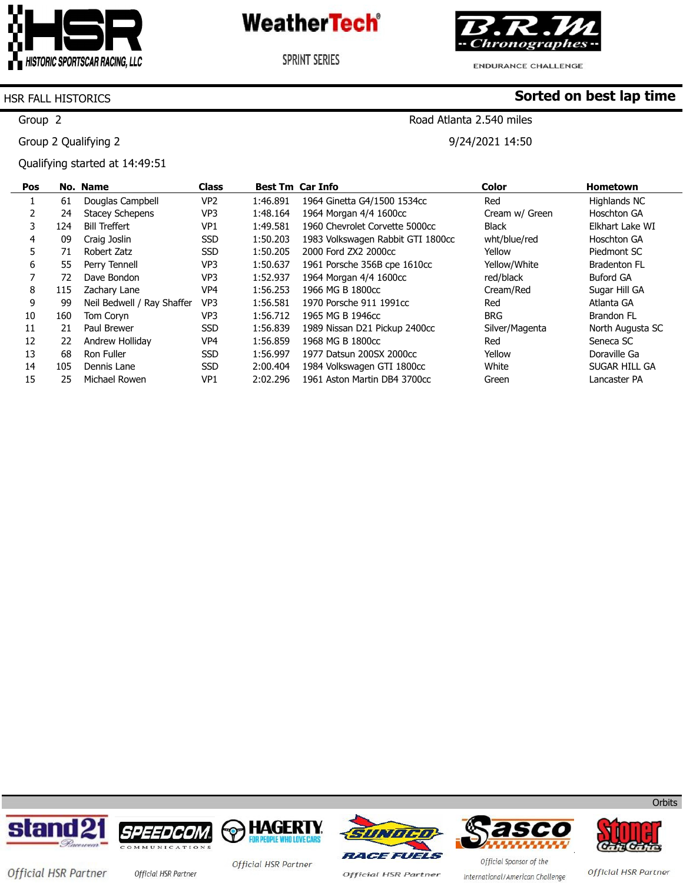HSR Historic Sportscar Racing, LLC

WeatherTech SPRINT SERIES

B.R.M Chronographes ENDURANCE CHALLENGE

HSR FALL HISTORICS

**Sorted on best lap time**

Group 2

Road Atlanta 2.540 miles

Group 2 Qualifying 2

9/24/2021 14:50

Qualifying started at 14:49:51

| Pos | No. | Name | Class | Best Tm | Car Info | Color | Hometown |
|---|---|---|---|---|---|---|---|
| 1 | 61 | Douglas Campbell | VP2 | 1:46.891 | 1964 Ginetta G4/1500 1534cc | Red | Highlands NC |
| 2 | 24 | Stacey Schepens | VP3 | 1:48.164 | 1964 Morgan 4/4 1600cc | Cream w/ Green | Hoschton GA |
| 3 | 124 | Bill Treffert | VP1 | 1:49.581 | 1960 Chevrolet Corvette 5000cc | Black | Elkhart Lake WI |
| 4 | 09 | Craig Joslin | SSD | 1:50.203 | 1983 Volkswagen Rabbit GTI 1800cc | wht/blue/red | Hoschton GA |
| 5 | 71 | Robert Zatz | SSD | 1:50.205 | 2000 Ford ZX2 2000cc | Yellow | Piedmont SC |
| 6 | 55 | Perry Tennell | VP3 | 1:50.637 | 1961 Porsche 356B cpe 1610cc | Yellow/White | Bradenton FL |
| 7 | 72 | Dave Bondon | VP3 | 1:52.937 | 1964 Morgan 4/4 1600cc | red/black | Buford GA |
| 8 | 115 | Zachary Lane | VP4 | 1:56.253 | 1966 MG B 1800cc | Cream/Red | Sugar Hill GA |
| 9 | 99 | Neil Bedwell / Ray Shaffer | VP3 | 1:56.581 | 1970 Porsche 911 1991cc | Red | Atlanta GA |
| 10 | 160 | Tom Coryn | VP3 | 1:56.712 | 1965 MG B 1946cc | BRG | Brandon FL |
| 11 | 21 | Paul Brewer | SSD | 1:56.839 | 1989 Nissan D21 Pickup 2400cc | Silver/Magenta | North Augusta SC |
| 12 | 22 | Andrew Holliday | VP4 | 1:56.859 | 1968 MG B 1800cc | Red | Seneca SC |
| 13 | 68 | Ron Fuller | SSD | 1:56.997 | 1977 Datsun 200SX 2000cc | Yellow | Doraville Ga |
| 14 | 105 | Dennis Lane | SSD | 2:00.404 | 1984 Volkswagen GTI 1800cc | White | SUGAR HILL GA |
| 15 | 25 | Michael Rowen | VP1 | 2:02.296 | 1961 Aston Martin DB4 3700cc | Green | Lancaster PA |

Orbits

stand21 Racewear — Official HSR Partner | SPEEDCOM Communications — Official HSR Partner | HAGERTY For people who love cars — Official HSR Partner | SUNOCO Race Fuels — Official HSR Partner | Sasco — Official Sponsor of the International/American Challenge | Stoner Car Care — Official HSR Partner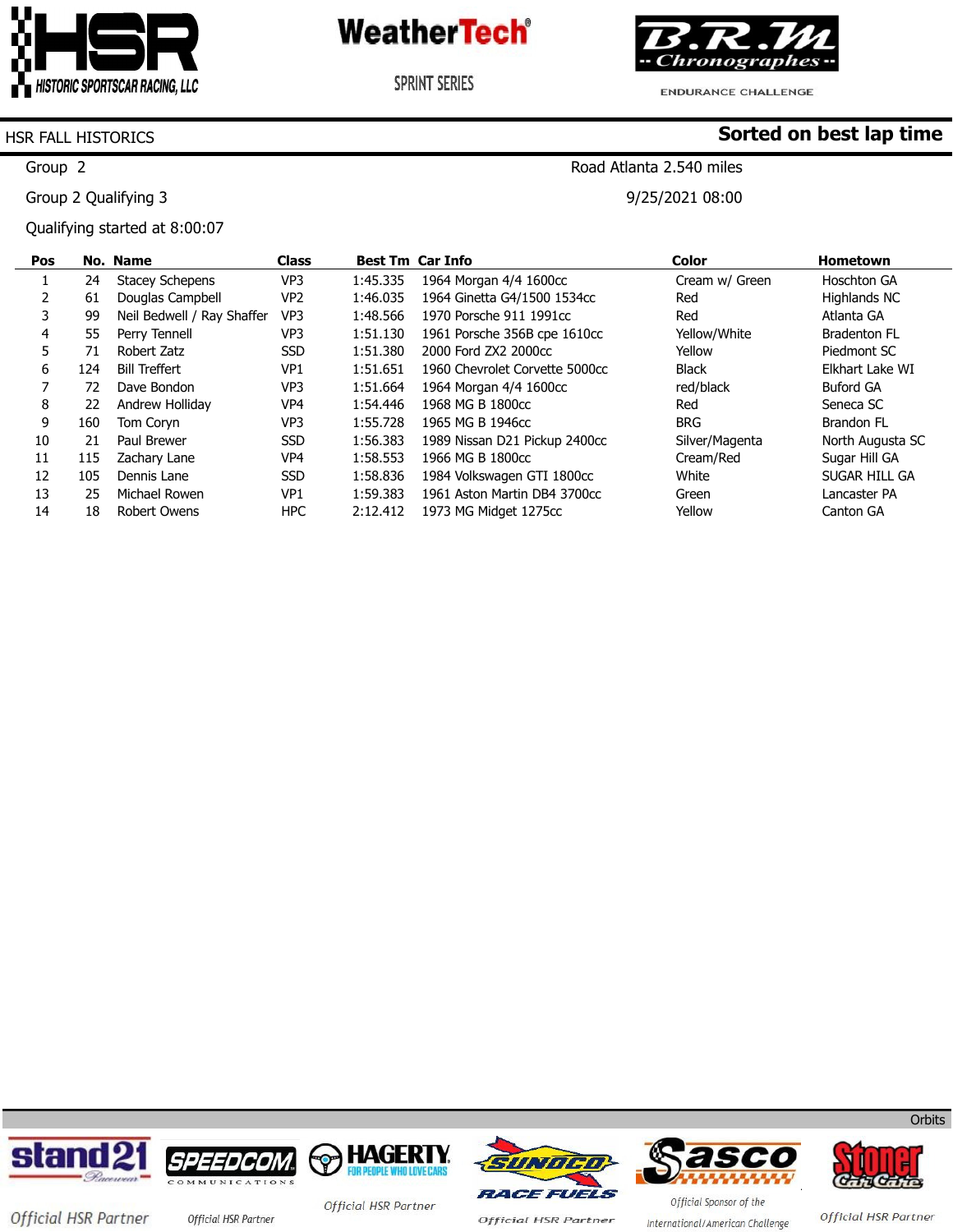HISTORIC SPORTSCAR RACING, LLC

WeatherTech SPRINT SERIES

B.R.M Chronographes ENDURANCE CHALLENGE

HSR FALL HISTORICS

**Sorted on best lap time**

Group 2

Road Atlanta 2.540 miles

Group 2 Qualifying 3

9/25/2021 08:00

Qualifying started at 8:00:07

| Pos | No. | Name | Class | Best Tm | Car Info | Color | Hometown |
|---|---|---|---|---|---|---|---|
| 1 | 24 | Stacey Schepens | VP3 | 1:45.335 | 1964 Morgan 4/4 1600cc | Cream w/ Green | Hoschton GA |
| 2 | 61 | Douglas Campbell | VP2 | 1:46.035 | 1964 Ginetta G4/1500 1534cc | Red | Highlands NC |
| 3 | 99 | Neil Bedwell / Ray Shaffer | VP3 | 1:48.566 | 1970 Porsche 911 1991cc | Red | Atlanta GA |
| 4 | 55 | Perry Tennell | VP3 | 1:51.130 | 1961 Porsche 356B cpe 1610cc | Yellow/White | Bradenton FL |
| 5 | 71 | Robert Zatz | SSD | 1:51.380 | 2000 Ford ZX2 2000cc | Yellow | Piedmont SC |
| 6 | 124 | Bill Trefert | VP1 | 1:51.651 | 1960 Chevrolet Corvette 5000cc | Black | Elkhart Lake WI |
| 7 | 72 | Dave Bondon | VP3 | 1:51.664 | 1964 Morgan 4/4 1600cc | red/black | Buford GA |
| 8 | 22 | Andrew Holliday | VP4 | 1:54.446 | 1968 MG B 1800cc | Red | Seneca SC |
| 9 | 160 | Tom Coryn | VP3 | 1:55.728 | 1965 MG B 1946cc | BRG | Brandon FL |
| 10 | 21 | Paul Brewer | SSD | 1:56.383 | 1989 Nissan D21 Pickup 2400cc | Silver/Magenta | North Augusta SC |
| 11 | 115 | Zachary Lane | VP4 | 1:58.553 | 1966 MG B 1800cc | Cream/Red | Sugar Hill GA |
| 12 | 105 | Dennis Lane | SSD | 1:58.836 | 1984 Volkswagen GTI 1800cc | White | SUGAR HILL GA |
| 13 | 25 | Michael Rowen | VP1 | 1:59.383 | 1961 Aston Martin DB4 3700cc | Green | Lancaster PA |
| 14 | 18 | Robert Owens | HPC | 2:12.412 | 1973 MG Midget 1275cc | Yellow | Canton GA |

Orbits

stand21 Official HSR Partner | SPEEDCOM COMMUNICATIONS Official HSR Partner | HAGERTY FOR PEOPLE WHO LOVE CARS Official HSR Partner | SUNOCO RACE FUELS Official HSR Partner | Sasco Official Sponsor of the International/American Challenge | Stoner Car Care Official HSR Partner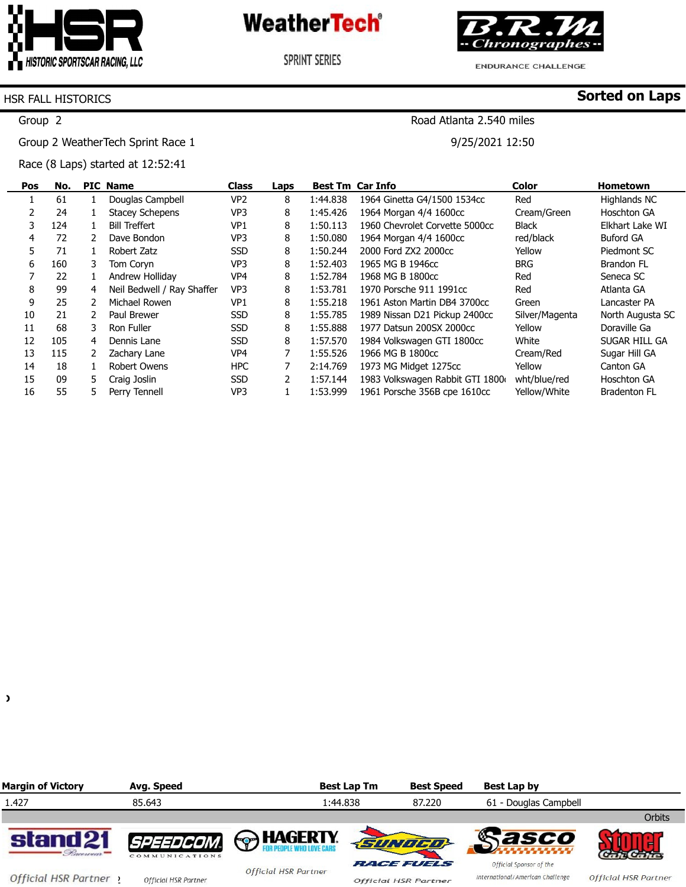HSR HISTORIC SPORTSCAR RACING, LLC

WeatherTech SPRINT SERIES

B.R.M Chronographes ENDURANCE CHALLENGE

HSR FALL HISTORICS

**Sorted on Laps**

Group 2

Road Atlanta 2.540 miles

Group 2 WeatherTech Sprint Race 1

9/25/2021 12:50

Race (8 Laps) started at 12:52:41

| Pos | No. | PIC | Name | Class | Laps | Best Tm | Car Info | Color | Hometown |
|---|---|---|---|---|---|---|---|---|---|
| 1 | 61 | 1 | Douglas Campbell | VP2 | 8 | 1:44.838 | 1964 Ginetta G4/1500 1534cc | Red | Highlands NC |
| 2 | 24 | 1 | Stacey Schepens | VP3 | 8 | 1:45.426 | 1964 Morgan 4/4 1600cc | Cream/Green | Hoschton GA |
| 3 | 124 | 1 | Bill Treffert | VP1 | 8 | 1:50.113 | 1960 Chevrolet Corvette 5000cc | Black | Elkhart Lake WI |
| 4 | 72 | 2 | Dave Bondon | VP3 | 8 | 1:50.080 | 1964 Morgan 4/4 1600cc | red/black | Buford GA |
| 5 | 71 | 1 | Robert Zatz | SSD | 8 | 1:50.244 | 2000 Ford ZX2 2000cc | Yellow | Piedmont SC |
| 6 | 160 | 3 | Tom Coryn | VP3 | 8 | 1:52.403 | 1965 MG B 1946cc | BRG | Brandon FL |
| 7 | 22 | 1 | Andrew Holliday | VP4 | 8 | 1:52.784 | 1968 MG B 1800cc | Red | Seneca SC |
| 8 | 99 | 4 | Neil Bedwell / Ray Shaffer | VP3 | 8 | 1:53.781 | 1970 Porsche 911 1991cc | Red | Atlanta GA |
| 9 | 25 | 2 | Michael Rowen | VP1 | 8 | 1:55.218 | 1961 Aston Martin DB4 3700cc | Green | Lancaster PA |
| 10 | 21 | 2 | Paul Brewer | SSD | 8 | 1:55.785 | 1989 Nissan D21 Pickup 2400cc | Silver/Magenta | North Augusta SC |
| 11 | 68 | 3 | Ron Fuller | SSD | 8 | 1:55.888 | 1977 Datsun 200SX 2000cc | Yellow | Doraville Ga |
| 12 | 105 | 4 | Dennis Lane | SSD | 8 | 1:57.570 | 1984 Volkswagen GTI 1800cc | White | SUGAR HILL GA |
| 13 | 115 | 2 | Zachary Lane | VP4 | 7 | 1:55.526 | 1966 MG B 1800cc | Cream/Red | Sugar Hill GA |
| 14 | 18 | 1 | Robert Owens | HPC | 7 | 2:14.769 | 1973 MG Midget 1275cc | Yellow | Canton GA |
| 15 | 09 | 5 | Craig Joslin | SSD | 2 | 1:57.144 | 1983 Volkswagen Rabbit GTI 1800 | wht/blue/red | Hoschton GA |
| 16 | 55 | 5 | Perry Tennell | VP3 | 1 | 1:53.999 | 1961 Porsche 356B cpe 1610cc | Yellow/White | Bradenton FL |

| Margin of Victory | Avg. Speed | Best Lap Tm | Best Speed | Best Lap by |
|---|---|---|---|---|
| 1.427 | 85.643 | 1:44.838 | 87.220 | 61 - Douglas Campbell |

Orbits

stand21 Raceswear — Official HSR Partner | SPEEDCOM COMMUNICATIONS — Official HSR Partner | HAGERTY FOR PEOPLE WHO LOVE CARS — Official HSR Partner | SUNOCO RACE FUELS — Official HSR Partner | Sasco — Official Sponsor of the International/American Challenge | Stoner Car Care — Official HSR Partner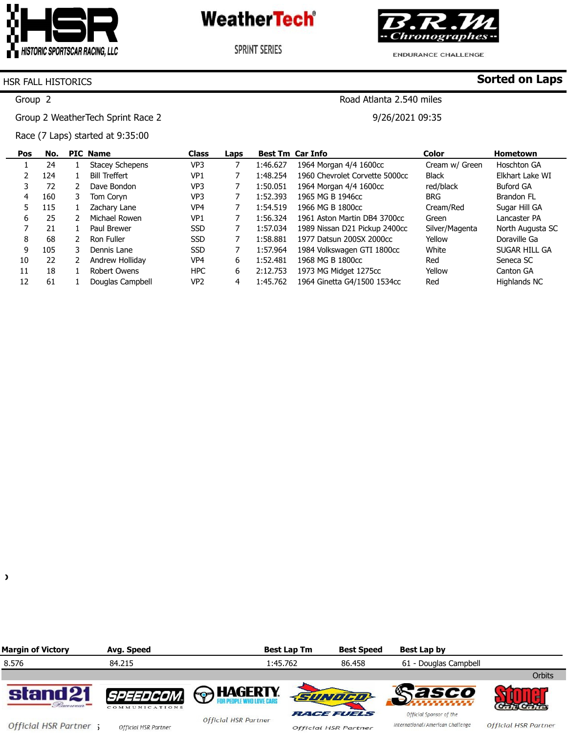HSR HISTORIC SPORTSCAR RACING, LLC

WeatherTech SPRINT SERIES

B.R.M Chronographes ENDURANCE CHALLENGE

HSR FALL HISTORICS **Sorted on Laps**

Group 2 — Road Atlanta 2.540 miles

Group 2 WeatherTech Sprint Race 2 — 9/26/2021 09:35

Race (7 Laps) started at 9:35:00

| Pos | No. | PIC | Name | Class | Laps | Best Tm | Car Info | Color | Hometown |
|---|---|---|---|---|---|---|---|---|---|
| 1 | 24 | 1 | Stacey Schepens | VP3 | 7 | 1:46.627 | 1964 Morgan 4/4 1600cc | Cream w/ Green | Hoschton GA |
| 2 | 124 | 1 | Bill Treffert | VP1 | 7 | 1:48.254 | 1960 Chevrolet Corvette 5000cc | Black | Elkhart Lake WI |
| 3 | 72 | 2 | Dave Bondon | VP3 | 7 | 1:50.051 | 1964 Morgan 4/4 1600cc | red/black | Buford GA |
| 4 | 160 | 3 | Tom Coryn | VP3 | 7 | 1:52.393 | 1965 MG B 1946cc | BRG | Brandon FL |
| 5 | 115 | 1 | Zachary Lane | VP4 | 7 | 1:54.519 | 1966 MG B 1800cc | Cream/Red | Sugar Hill GA |
| 6 | 25 | 2 | Michael Rowen | VP1 | 7 | 1:56.324 | 1961 Aston Martin DB4 3700cc | Green | Lancaster PA |
| 7 | 21 | 1 | Paul Brewer | SSD | 7 | 1:57.034 | 1989 Nissan D21 Pickup 2400cc | Silver/Magenta | North Augusta SC |
| 8 | 68 | 2 | Ron Fuller | SSD | 7 | 1:58.881 | 1977 Datsun 200SX 2000cc | Yellow | Doraville Ga |
| 9 | 105 | 3 | Dennis Lane | SSD | 7 | 1:57.964 | 1984 Volkswagen GTI 1800cc | White | SUGAR HILL GA |
| 10 | 22 | 2 | Andrew Holliday | VP4 | 6 | 1:52.481 | 1968 MG B 1800cc | Red | Seneca SC |
| 11 | 18 | 1 | Robert Owens | HPC | 6 | 2:12.753 | 1973 MG Midget 1275cc | Yellow | Canton GA |
| 12 | 61 | 1 | Douglas Campbell | VP2 | 4 | 1:45.762 | 1964 Ginetta G4/1500 1534cc | Red | Highlands NC |

| Margin of Victory | Avg. Speed | Best Lap Tm | Best Speed | Best Lap by |
|---|---|---|---|---|
| 8.576 | 84.215 | 1:45.762 | 86.458 | 61 - Douglas Campbell |

Orbits

stand21 Raceswear — Official HSR Partner | SPEEDCOM COMMUNICATIONS — Official HSR Partner | HAGERTY FOR PEOPLE WHO LOVE CARS — Official HSR Partner | SUNOCO RACE FUELS — Official HSR Partner | Sasco — Official Sponsor of the International/American Challenge | Stoner Car Care — Official HSR Partner